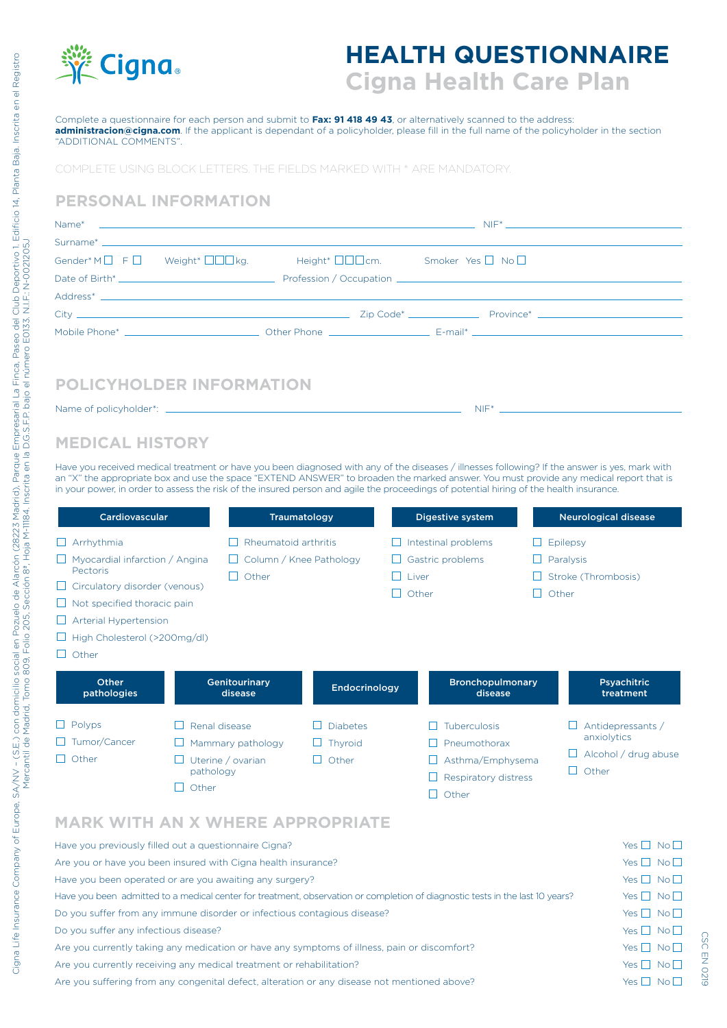# HEALTH QUESTIONNAIRE

## Cigna Health Care Plan

Complete a questionnaire for each person and submit to **Fax: 91 418 49 43**, or alternatively scanned to the address: **administracion@cigna.com**. If the applicant is dependant of a policyholder, please fill in the full name of the policyholder in the section "ADDITIONAL COMMENTS".

COMPLETE USING BLOCK LETTERS. THE FIELDS MARKED WITH * ARE MANDATORY.

## PERSONAL INFORMATION

Name* ______________________ NIF* ______________

Surname* ______________________

Gender* M ☐ F ☐ Weight* ☐☐☐ kg. Height* ☐☐☐ cm. Smoker Yes ☐ No ☐

Date of Birth* ______________ Profession / Occupation ______________

Address* ______________________

City ______________ Zip Code* ______________ Province* ______________

Mobile Phone* ______________ Other Phone ______________ E-mail* ______________

## POLICYHOLDER INFORMATION

Name of policyholder*: ______________________ NIF* ______________

## MEDICAL HISTORY

Have you received medical treatment or have you been diagnosed with any of the diseases / illnesses following? If the answer is yes, mark with an "X" the appropriate box and use the space "EXTEND ANSWER" to broaden the marked answer. You must provide any medical report that is in your power, in order to assess the risk of the insured person and agile the proceedings of potential hiring of the health insurance.

| Cardiovascular | Traumatology | Digestive system | Neurological disease |
|---|---|---|---|
| ☐ Arrhythmia | ☐ Rheumatoid arthritis | ☐ Intestinal problems | ☐ Epilepsy |
| ☐ Myocardial infarction / Angina Pectoris | ☐ Column / Knee Pathology | ☐ Gastric problems | ☐ Paralysis |
| ☐ Circulatory disorder (venous) | ☐ Other | ☐ Liver | ☐ Stroke (Thrombosis) |
| ☐ Not specified thoracic pain | | ☐ Other | ☐ Other |
| ☐ Arterial Hypertension | | | |
| ☐ High Cholesterol (>200mg/dl) | | | |
| ☐ Other | | | |

| Other pathologies | Genitourinary disease | Endocrinology | Bronchopulmonary disease | Psyachitric treatment |
|---|---|---|---|---|
| ☐ Polyps | ☐ Renal disease | ☐ Diabetes | ☐ Tuberculosis | ☐ Antidepressants / anxiolytics |
| ☐ Tumor/Cancer | ☐ Mammary pathology | ☐ Thyroid | ☐ Pneumothorax | ☐ Alcohol / drug abuse |
| ☐ Other | ☐ Uterine / ovarian pathology | ☐ Other | ☐ Asthma/Emphysema | ☐ Other |
| | ☐ Other | | ☐ Respiratory distress | |
| | | | ☐ Other | |

## MARK WITH AN X WHERE APPROPRIATE

| Question | Yes | No |
|---|---|---|
| Have you previously filled out a questionnaire Cigna? | ☐ | ☐ |
| Are you or have you been insured with Cigna health insurance? | ☐ | ☐ |
| Have you been operated or are you awaiting any surgery? | ☐ | ☐ |
| Have you been admitted to a medical center for treatment, observation or completion of diagnostic tests in the last 10 years? | ☐ | ☐ |
| Do you suffer from any immune disorder or infectious contagious disease? | ☐ | ☐ |
| Do you suffer any infectious disease? | ☐ | ☐ |
| Are you currently taking any medication or have any symptoms of illness, pain or discomfort? | ☐ | ☐ |
| Are you currently receiving any medical treatment or rehabilitation? | ☐ | ☐ |
| Are you suffering from any congenital defect, alteration or any disease not mentioned above? | ☐ | ☐ |

Cigna Life Insurance Company of Europe, SA/NV – (S.E.) con domicilio social en Pozuelo de Alarcón (28223 Madrid), Parque Empresarial La Finca, Paseo del Club Deportivo 1, Edificio 14, Planta Baja. Inscrita en el Registro Mercantil de Madrid, Tomo 809, Folio 205, Sección 8ª, Hoja M-11184. Inscrita en la D.G.S.F.P. bajo el número E0133. N.I.F.: N-0021205J

CSC EN 0219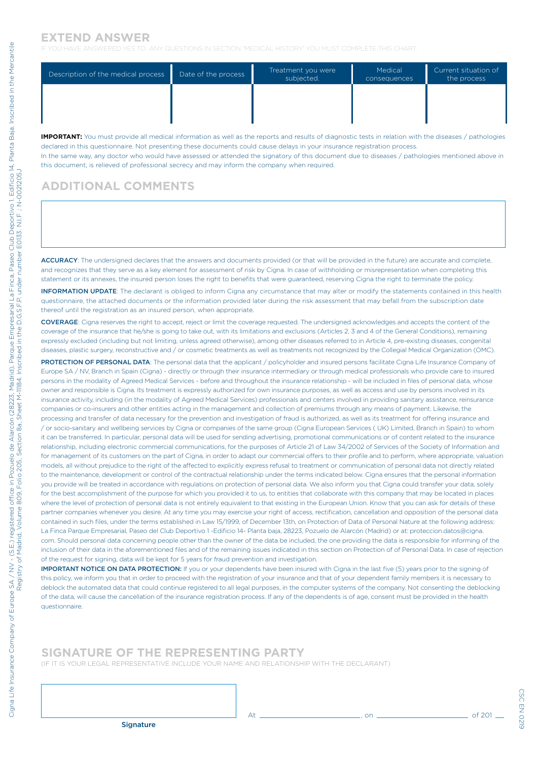## EXTEND ANSWER

IF YOU HAVE ANSWERED YES TO ANY QUESTIONS IN SECTION "MEDICAL HISTORY" YOU MUST COMPLETE THIS CHART.

| Description of the medical process | Date of the process | Treatment you were subjected. | Medical consequences | Current situation of the process |
|---|---|---|---|---|
| | | | | |

**IMPORTANT:** You must provide all medical information as well as the reports and results of diagnostic tests in relation with the diseases / pathologies declared in this questionnaire. Not presenting these documents could cause delays in your insurance registration process.
In the same way, any doctor who would have assessed or attended the signatory of this document due to diseases / pathologies mentioned above in this document, is relieved of professional secrecy and may inform the company when required.

## ADDITIONAL COMMENTS

**ACCURACY**: The undersigned declares that the answers and documents provided (or that will be provided in the future) are accurate and complete, and recognizes that they serve as a key element for assessment of risk by Cigna. In case of withholding or misrepresentation when completing this statement or its annexes, the insured person loses the right to benefits that were guaranteed, reserving Cigna the right to terminate the policy.

**INFORMATION UPDATE**: The declarant is obliged to inform Cigna any circumstance that may alter or modify the statements contained in this health questionnaire, the attached documents or the information provided later during the risk assessment that may befall from the subscription date thereof until the registration as an insured person, when appropriate.

**COVERAGE**: Cigna reserves the right to accept, reject or limit the coverage requested. The undersigned acknowledges and accepts the content of the coverage of the insurance that he/she is going to take out, with its limitations and exclusions (Articles 2, 3 and 4 of the General Conditions), remaining expressly excluded (including but not limiting, unless agreed otherwise), among other diseases referred to in Article 4, pre-existing diseases, congenital diseases, plastic surgery, reconstructive and / or cosmetic treatments as well as treatments not recognized by the Collegial Medical Organization (OMC).

**PROTECTION OF PERSONAL DATA**: The personal data that the applicant / policyholder and insured persons facilitate Cigna Life Insurance Company of Europe SA / NV, Branch in Spain (Cigna) - directly or through their insurance intermediary or through medical professionals who provide care to insured persons in the modality of Agreed Medical Services - before and throughout the insurance relationship - will be included in files of personal data, whose owner and responsible is Cigna. Its treatment is expressly authorized for own insurance purposes, as well as access and use by persons involved in its insurance activity, including (in the modality of Agreed Medical Services) professionals and centers involved in providing sanitary assistance, reinsurance companies or co-insurers and other entities acting in the management and collection of premiums through any means of payment. Likewise, the processing and transfer of data necessary for the prevention and investigation of fraud is authorized, as well as its treatment for offering insurance and / or socio-sanitary and wellbeing services by Cigna or companies of the same group (Cigna European Services ( UK) Limited, Branch in Spain) to whom it can be transferred. In particular, personal data will be used for sending advertising, promotional communications or of content related to the insurance relationship, including electronic commercial communications, for the purposes of Article 21 of Law 34/2002 of Services of the Society of Information and for management of its customers on the part of Cigna, in order to adapt our commercial offers to their profile and to perform, where appropriate, valuation models, all without prejudice to the right of the affected to explicitly express refusal to treatment or communication of personal data not directly related to the maintenance, development or control of the contractual relationship under the terms indicated below. Cigna ensures that the personal information you provide will be treated in accordance with regulations on protection of personal data. We also inform you that Cigna could transfer your data, solely for the best accomplishment of the purpose for which you provided it to us, to entities that collaborate with this company that may be located in places where the level of protection of personal data is not entirely equivalent to that existing in the European Union. Know that you can ask for details of these partner companies whenever you desire. At any time you may exercise your right of access, rectification, cancellation and opposition of the personal data contained in such files, under the terms established in Law 15/1999, of December 13th, on Protection of Data of Personal Nature at the following address: La Finca Parque Empresarial, Paseo del Club Deportivo 1 -Edificio 14- Planta baja, 28223, Pozuelo de Alarcón (Madrid) or at: proteccion.datos@cigna.com. Should personal data concerning people other than the owner of the data be included, the one providing the data is responsible for informing of the inclusion of their data in the aforementioned files and of the remaining issues indicated in this section on Protection of of Personal Data. In case of rejection of the request for signing, data will be kept for 5 years for fraud prevention and investigation.

**IMPORTANT NOTICE ON DATA PROTECTION:** If you or your dependents have been insured with Cigna in the last five (5) years prior to the signing of this policy, we inform you that in order to proceed with the registration of your insurance and that of your dependent family members it is necessary to deblock the automated data that could continue registered to all legal purposes, in the computer systems of the company. Not consenting the deblocking of the data, will cause the cancellation of the insurance registration process. If any of the dependents is of age, consent must be provided in the health questionnaire.

## SIGNATURE OF THE REPRESENTING PARTY

(IF IT IS YOUR LEGAL REPRESENTATIVE INCLUDE YOUR NAME AND RELATIONSHIP WITH THE DECLARANT)

Signature

At \_\_\_\_\_\_\_\_\_\_\_\_\_\_\_\_\_\_\_\_, on \_\_\_\_\_\_\_\_\_\_\_\_\_\_\_\_\_\_\_\_ of 201 \_\_

Cigna Life Insurance Company of Europe SA / NV - (S.E.) registered office in Pozuelo de Alarcón (28223, Madrid), Parque Empresarial La Finca, Paseo Club Deportivo 1. Edificio 14, Planta Baja. Inscribed in the Mercantile Registry of Madrid, Volume 809, Folio 205, Section 8a, Sheet M-11184. Inscribed in the D.G.S.F.P. under number E0133. N.I.F. : N-0021205J

CSC EN 0219